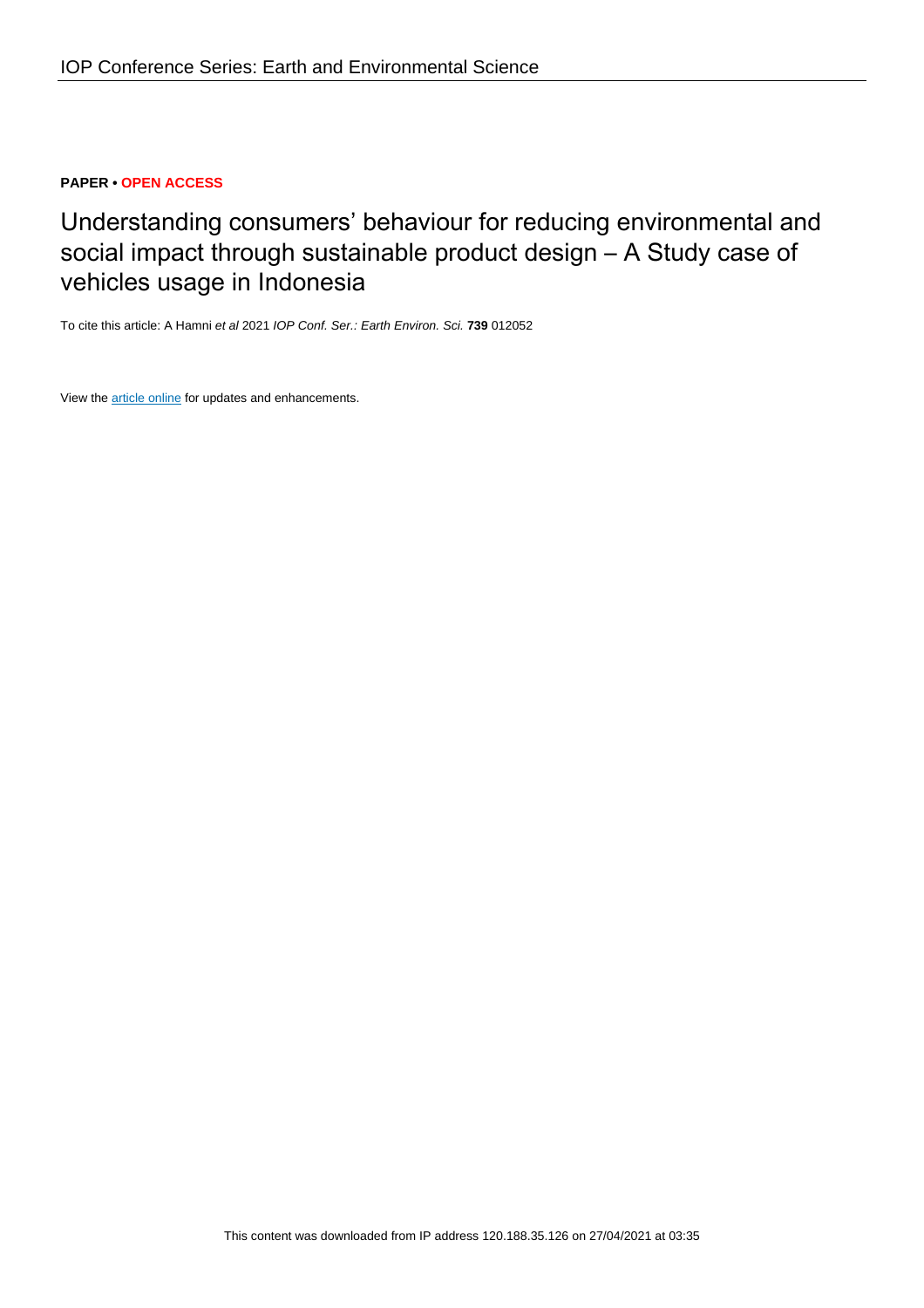**PAPER • OPEN ACCESS**

# Understanding consumers' behaviour for reducing environmental and social impact through sustainable product design – A Study case of vehicles usage in Indonesia

To cite this article: A Hamni *et al* 2021 *IOP Conf. Ser.: Earth Environ. Sci.* **739** 012052

View the article online for updates and enhancements.

This content was downloaded from IP address 120.188.35.126 on 27/04/2021 at 03:35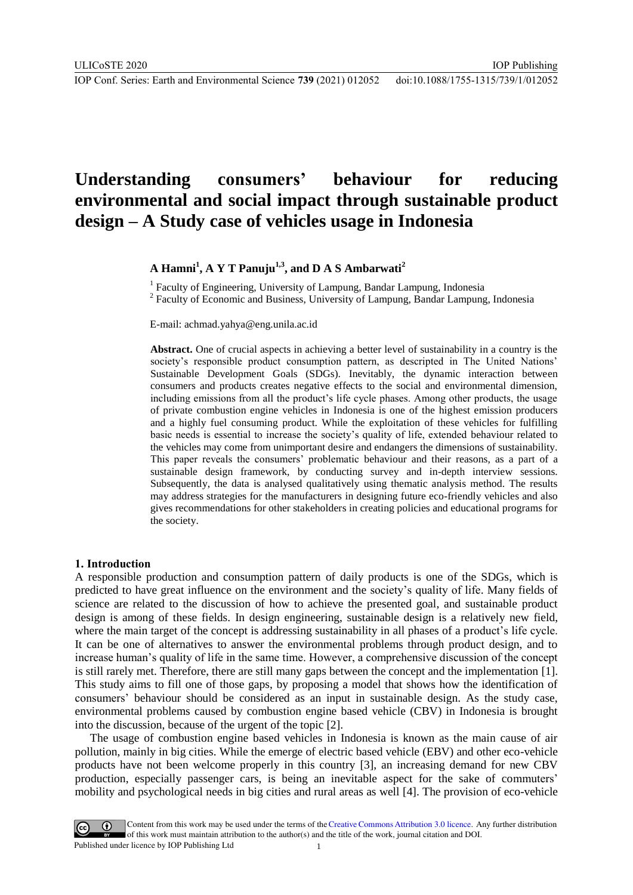# Understanding consumers' behaviour for reducing environmental and social impact through sustainable product design – A Study case of vehicles usage in Indonesia

**A Hamni[1], A Y T Panuju[1,3], and D A S Ambarwati[2]**

[1] Faculty of Engineering, University of Lampung, Bandar Lampung, Indonesia
[2] Faculty of Economic and Business, University of Lampung, Bandar Lampung, Indonesia

E-mail: achmad.yahya@eng.unila.ac.id

**Abstract.** One of crucial aspects in achieving a better level of sustainability in a country is the society's responsible product consumption pattern, as descripted in The United Nations' Sustainable Development Goals (SDGs). Inevitably, the dynamic interaction between consumers and products creates negative effects to the social and environmental dimension, including emissions from all the product's life cycle phases. Among other products, the usage of private combustion engine vehicles in Indonesia is one of the highest emission producers and a highly fuel consuming product. While the exploitation of these vehicles for fulfilling basic needs is essential to increase the society's quality of life, extended behaviour related to the vehicles may come from unimportant desire and endangers the dimensions of sustainability. This paper reveals the consumers' problematic behaviour and their reasons, as a part of a sustainable design framework, by conducting survey and in-depth interview sessions. Subsequently, the data is analysed qualitatively using thematic analysis method. The results may address strategies for the manufacturers in designing future eco-friendly vehicles and also gives recommendations for other stakeholders in creating policies and educational programs for the society.

## 1. Introduction

A responsible production and consumption pattern of daily products is one of the SDGs, which is predicted to have great influence on the environment and the society's quality of life. Many fields of science are related to the discussion of how to achieve the presented goal, and sustainable product design is among of these fields. In design engineering, sustainable design is a relatively new field, where the main target of the concept is addressing sustainability in all phases of a product's life cycle. It can be one of alternatives to answer the environmental problems through product design, and to increase human's quality of life in the same time. However, a comprehensive discussion of the concept is still rarely met. Therefore, there are still many gaps between the concept and the implementation [1]. This study aims to fill one of those gaps, by proposing a model that shows how the identification of consumers' behaviour should be considered as an input in sustainable design. As the study case, environmental problems caused by combustion engine based vehicle (CBV) in Indonesia is brought into the discussion, because of the urgent of the topic [2].

The usage of combustion engine based vehicles in Indonesia is known as the main cause of air pollution, mainly in big cities. While the emerge of electric based vehicle (EBV) and other eco-vehicle products have not been welcome properly in this country [3], an increasing demand for new CBV production, especially passenger cars, is being an inevitable aspect for the sake of commuters' mobility and psychological needs in big cities and rural areas as well [4]. The provision of eco-vehicle

Content from this work may be used under the terms of the Creative Commons Attribution 3.0 licence. Any further distribution of this work must maintain attribution to the author(s) and the title of the work, journal citation and DOI.
Published under licence by IOP Publishing Ltd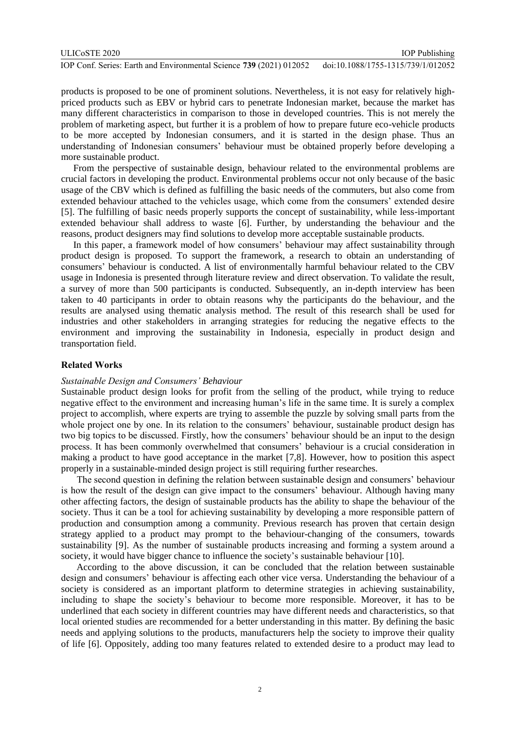products is proposed to be one of prominent solutions. Nevertheless, it is not easy for relatively high-priced products such as EBV or hybrid cars to penetrate Indonesian market, because the market has many different characteristics in comparison to those in developed countries. This is not merely the problem of marketing aspect, but further it is a problem of how to prepare future eco-vehicle products to be more accepted by Indonesian consumers, and it is started in the design phase. Thus an understanding of Indonesian consumers' behaviour must be obtained properly before developing a more sustainable product.

From the perspective of sustainable design, behaviour related to the environmental problems are crucial factors in developing the product. Environmental problems occur not only because of the basic usage of the CBV which is defined as fulfilling the basic needs of the commuters, but also come from extended behaviour attached to the vehicles usage, which come from the consumers' extended desire [5]. The fulfilling of basic needs properly supports the concept of sustainability, while less-important extended behaviour shall address to waste [6]. Further, by understanding the behaviour and the reasons, product designers may find solutions to develop more acceptable sustainable products.

In this paper, a framework model of how consumers' behaviour may affect sustainability through product design is proposed. To support the framework, a research to obtain an understanding of consumers' behaviour is conducted. A list of environmentally harmful behaviour related to the CBV usage in Indonesia is presented through literature review and direct observation. To validate the result, a survey of more than 500 participants is conducted. Subsequently, an in-depth interview has been taken to 40 participants in order to obtain reasons why the participants do the behaviour, and the results are analysed using thematic analysis method. The result of this research shall be used for industries and other stakeholders in arranging strategies for reducing the negative effects to the environment and improving the sustainability in Indonesia, especially in product design and transportation field.

## Related Works

### *Sustainable Design and Consumers' Behaviour*

Sustainable product design looks for profit from the selling of the product, while trying to reduce negative effect to the environment and increasing human's life in the same time. It is surely a complex project to accomplish, where experts are trying to assemble the puzzle by solving small parts from the whole project one by one. In its relation to the consumers' behaviour, sustainable product design has two big topics to be discussed. Firstly, how the consumers' behaviour should be an input to the design process. It has been commonly overwhelmed that consumers' behaviour is a crucial consideration in making a product to have good acceptance in the market [7,8]. However, how to position this aspect properly in a sustainable-minded design project is still requiring further researches.

The second question in defining the relation between sustainable design and consumers' behaviour is how the result of the design can give impact to the consumers' behaviour. Although having many other affecting factors, the design of sustainable products has the ability to shape the behaviour of the society. Thus it can be a tool for achieving sustainability by developing a more responsible pattern of production and consumption among a community. Previous research has proven that certain design strategy applied to a product may prompt to the behaviour-changing of the consumers, towards sustainability [9]. As the number of sustainable products increasing and forming a system around a society, it would have bigger chance to influence the society's sustainable behaviour [10].

According to the above discussion, it can be concluded that the relation between sustainable design and consumers' behaviour is affecting each other vice versa. Understanding the behaviour of a society is considered as an important platform to determine strategies in achieving sustainability, including to shape the society's behaviour to become more responsible. Moreover, it has to be underlined that each society in different countries may have different needs and characteristics, so that local oriented studies are recommended for a better understanding in this matter. By defining the basic needs and applying solutions to the products, manufacturers help the society to improve their quality of life [6]. Oppositely, adding too many features related to extended desire to a product may lead to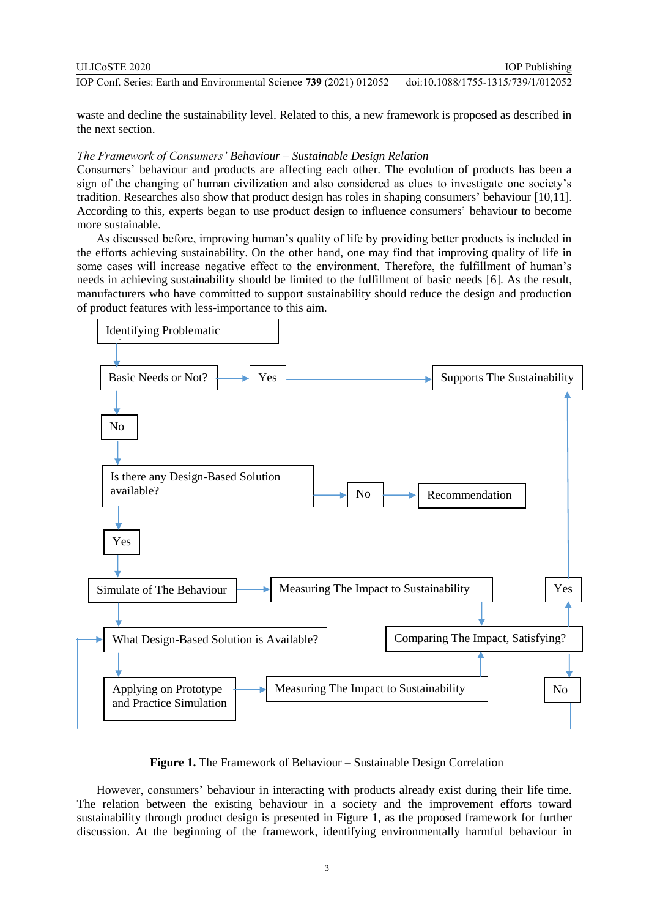waste and decline the sustainability level. Related to this, a new framework is proposed as described in the next section.

*The Framework of Consumers' Behaviour – Sustainable Design Relation*

Consumers' behaviour and products are affecting each other. The evolution of products has been a sign of the changing of human civilization and also considered as clues to investigate one society's tradition. Researches also show that product design has roles in shaping consumers' behaviour [10,11]. According to this, experts began to use product design to influence consumers' behaviour to become more sustainable.

As discussed before, improving human's quality of life by providing better products is included in the efforts achieving sustainability. On the other hand, one may find that improving quality of life in some cases will increase negative effect to the environment. Therefore, the fulfillment of human's needs in achieving sustainability should be limited to the fulfillment of basic needs [6]. As the result, manufacturers who have committed to support sustainability should reduce the design and production of product features with less-importance to this aim.

Identifying Problematic

Basic Needs or Not? → Yes → Supports The Sustainability

No

Is there any Design-Based Solution available? → No → Recommendation

Yes

Simulate of The Behaviour → Measuring The Impact to Sustainability

What Design-Based Solution is Available?

Applying on Prototype and Practice Simulation → Measuring The Impact to Sustainability

Comparing The Impact, Satisfying? → Yes / No

**Figure 1.** The Framework of Behaviour – Sustainable Design Correlation

However, consumers' behaviour in interacting with products already exist during their life time. The relation between the existing behaviour in a society and the improvement efforts toward sustainability through product design is presented in Figure 1, as the proposed framework for further discussion. At the beginning of the framework, identifying environmentally harmful behaviour in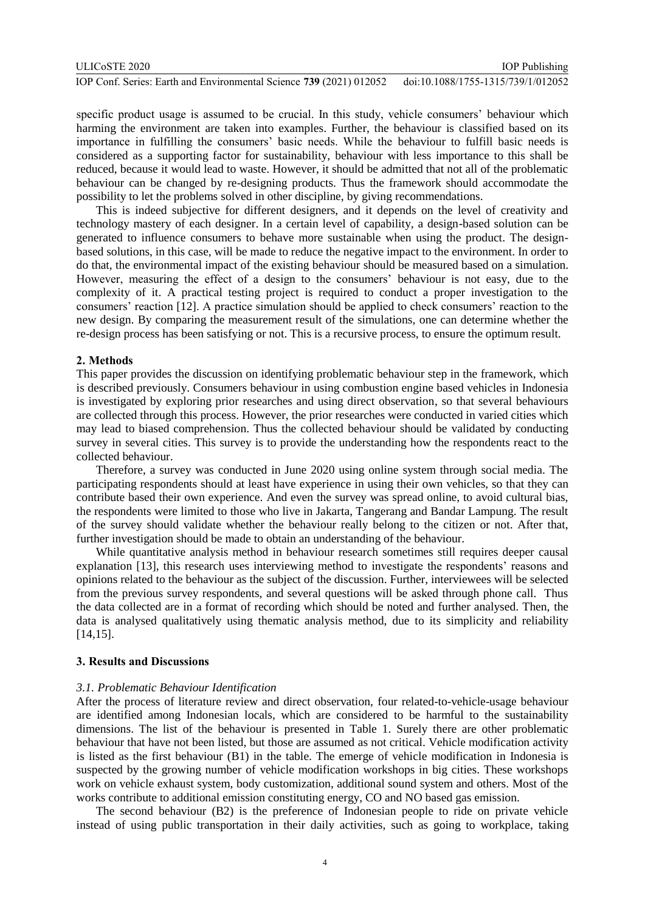specific product usage is assumed to be crucial. In this study, vehicle consumers' behaviour which harming the environment are taken into examples. Further, the behaviour is classified based on its importance in fulfilling the consumers' basic needs. While the behaviour to fulfill basic needs is considered as a supporting factor for sustainability, behaviour with less importance to this shall be reduced, because it would lead to waste. However, it should be admitted that not all of the problematic behaviour can be changed by re-designing products. Thus the framework should accommodate the possibility to let the problems solved in other discipline, by giving recommendations.

This is indeed subjective for different designers, and it depends on the level of creativity and technology mastery of each designer. In a certain level of capability, a design-based solution can be generated to influence consumers to behave more sustainable when using the product. The design-based solutions, in this case, will be made to reduce the negative impact to the environment. In order to do that, the environmental impact of the existing behaviour should be measured based on a simulation. However, measuring the effect of a design to the consumers' behaviour is not easy, due to the complexity of it. A practical testing project is required to conduct a proper investigation to the consumers' reaction [12]. A practice simulation should be applied to check consumers' reaction to the new design. By comparing the measurement result of the simulations, one can determine whether the re-design process has been satisfying or not. This is a recursive process, to ensure the optimum result.

## 2. Methods

This paper provides the discussion on identifying problematic behaviour step in the framework, which is described previously. Consumers behaviour in using combustion engine based vehicles in Indonesia is investigated by exploring prior researches and using direct observation, so that several behaviours are collected through this process. However, the prior researches were conducted in varied cities which may lead to biased comprehension. Thus the collected behaviour should be validated by conducting survey in several cities. This survey is to provide the understanding how the respondents react to the collected behaviour.

Therefore, a survey was conducted in June 2020 using online system through social media. The participating respondents should at least have experience in using their own vehicles, so that they can contribute based their own experience. And even the survey was spread online, to avoid cultural bias, the respondents were limited to those who live in Jakarta, Tangerang and Bandar Lampung. The result of the survey should validate whether the behaviour really belong to the citizen or not. After that, further investigation should be made to obtain an understanding of the behaviour.

While quantitative analysis method in behaviour research sometimes still requires deeper causal explanation [13], this research uses interviewing method to investigate the respondents' reasons and opinions related to the behaviour as the subject of the discussion. Further, interviewees will be selected from the previous survey respondents, and several questions will be asked through phone call. Thus the data collected are in a format of recording which should be noted and further analysed. Then, the data is analysed qualitatively using thematic analysis method, due to its simplicity and reliability [14,15].

## 3. Results and Discussions

### *3.1. Problematic Behaviour Identification*

After the process of literature review and direct observation, four related-to-vehicle-usage behaviour are identified among Indonesian locals, which are considered to be harmful to the sustainability dimensions. The list of the behaviour is presented in Table 1. Surely there are other problematic behaviour that have not been listed, but those are assumed as not critical. Vehicle modification activity is listed as the first behaviour (B1) in the table. The emerge of vehicle modification in Indonesia is suspected by the growing number of vehicle modification workshops in big cities. These workshops work on vehicle exhaust system, body customization, additional sound system and others. Most of the works contribute to additional emission constituting energy, CO and NO based gas emission.

The second behaviour (B2) is the preference of Indonesian people to ride on private vehicle instead of using public transportation in their daily activities, such as going to workplace, taking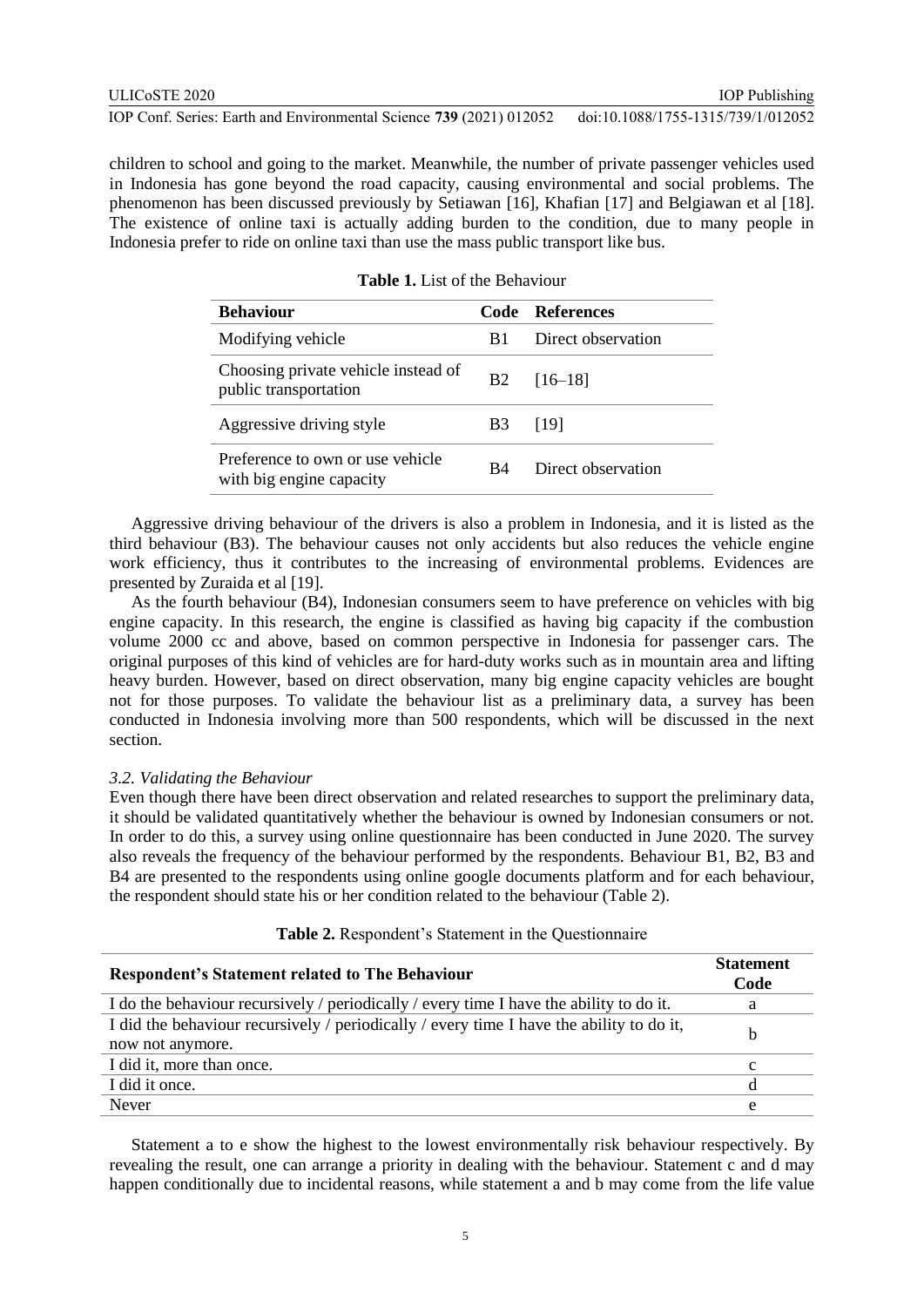children to school and going to the market. Meanwhile, the number of private passenger vehicles used in Indonesia has gone beyond the road capacity, causing environmental and social problems. The phenomenon has been discussed previously by Setiawan [16], Khafian [17] and Belgiawan et al [18]. The existence of online taxi is actually adding burden to the condition, due to many people in Indonesia prefer to ride on online taxi than use the mass public transport like bus.

**Table 1.** List of the Behaviour

| Behaviour | Code | References |
|---|---|---|
| Modifying vehicle | B1 | Direct observation |
| Choosing private vehicle instead of public transportation | B2 | [16–18] |
| Aggressive driving style | B3 | [19] |
| Preference to own or use vehicle with big engine capacity | B4 | Direct observation |

Aggressive driving behaviour of the drivers is also a problem in Indonesia, and it is listed as the third behaviour (B3). The behaviour causes not only accidents but also reduces the vehicle engine work efficiency, thus it contributes to the increasing of environmental problems. Evidences are presented by Zuraida et al [19].

As the fourth behaviour (B4), Indonesian consumers seem to have preference on vehicles with big engine capacity. In this research, the engine is classified as having big capacity if the combustion volume 2000 cc and above, based on common perspective in Indonesia for passenger cars. The original purposes of this kind of vehicles are for hard-duty works such as in mountain area and lifting heavy burden. However, based on direct observation, many big engine capacity vehicles are bought not for those purposes. To validate the behaviour list as a preliminary data, a survey has been conducted in Indonesia involving more than 500 respondents, which will be discussed in the next section.

### *3.2. Validating the Behaviour*

Even though there have been direct observation and related researches to support the preliminary data, it should be validated quantitatively whether the behaviour is owned by Indonesian consumers or not. In order to do this, a survey using online questionnaire has been conducted in June 2020. The survey also reveals the frequency of the behaviour performed by the respondents. Behaviour B1, B2, B3 and B4 are presented to the respondents using online google documents platform and for each behaviour, the respondent should state his or her condition related to the behaviour (Table 2).

**Table 2.** Respondent's Statement in the Questionnaire

| Respondent's Statement related to The Behaviour | Statement Code |
|---|---|
| I do the behaviour recursively / periodically / every time I have the ability to do it. | a |
| I did the behaviour recursively / periodically / every time I have the ability to do it, now not anymore. | b |
| I did it, more than once. | c |
| I did it once. | d |
| Never | e |

Statement a to e show the highest to the lowest environmentally risk behaviour respectively. By revealing the result, one can arrange a priority in dealing with the behaviour. Statement c and d may happen conditionally due to incidental reasons, while statement a and b may come from the life value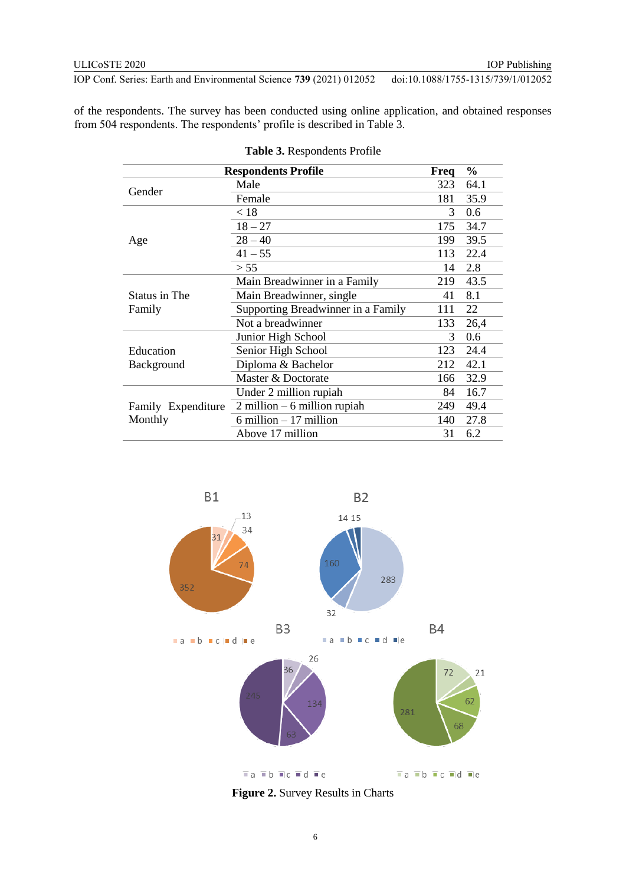of the respondents. The survey has been conducted using online application, and obtained responses from 504 respondents. The respondents' profile is described in Table 3.

**Table 3.** Respondents Profile

| Respondents Profile | | Freq | % |
|---|---|---|---|
| Gender | Male | 323 | 64.1 |
| | Female | 181 | 35.9 |
| Age | < 18 | 3 | 0.6 |
| | 18 – 27 | 175 | 34.7 |
| | 28 – 40 | 199 | 39.5 |
| | 41 – 55 | 113 | 22.4 |
| | > 55 | 14 | 2.8 |
| Status in The Family | Main Breadwinner in a Family | 219 | 43.5 |
| | Main Breadwinner, single | 41 | 8.1 |
| | Supporting Breadwinner in a Family | 111 | 22 |
| | Not a breadwinner | 133 | 26,4 |
| Education Background | Junior High School | 3 | 0.6 |
| | Senior High School | 123 | 24.4 |
| | Diploma & Bachelor | 212 | 42.1 |
| | Master & Doctorate | 166 | 32.9 |
| Family Expenditure Monthly | Under 2 million rupiah | 84 | 16.7 |
| | 2 million – 6 million rupiah | 249 | 49.4 |
| | 6 million – 17 million | 140 | 27.8 |
| | Above 17 million | 31 | 6.2 |

**Figure 2.** Survey Results in Charts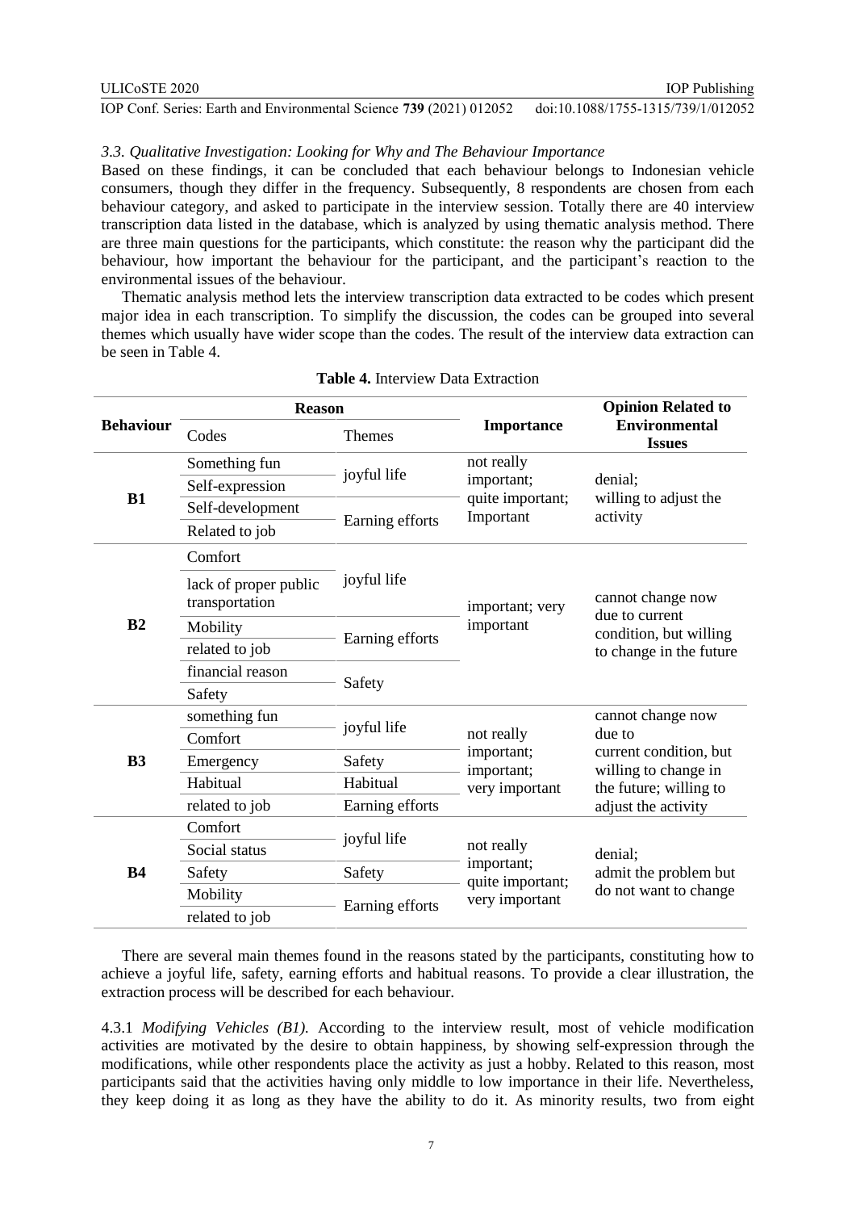### 3.3. Qualitative Investigation: Looking for Why and The Behaviour Importance

Based on these findings, it can be concluded that each behaviour belongs to Indonesian vehicle consumers, though they differ in the frequency. Subsequently, 8 respondents are chosen from each behaviour category, and asked to participate in the interview session. Totally there are 40 interview transcription data listed in the database, which is analyzed by using thematic analysis method. There are three main questions for the participants, which constitute: the reason why the participant did the behaviour, how important the behaviour for the participant, and the participant's reaction to the environmental issues of the behaviour.

Thematic analysis method lets the interview transcription data extracted to be codes which present major idea in each transcription. To simplify the discussion, the codes can be grouped into several themes which usually have wider scope than the codes. The result of the interview data extraction can be seen in Table 4.

**Table 4.** Interview Data Extraction

| Behaviour | Reason | | Importance | Opinion Related to Environmental Issues |
|---|---|---|---|---|
| | Codes | Themes | | |
| B1 | Something fun | joyful life | not really important; quite important; Important | denial; willing to adjust the activity |
| | Self-expression | | | |
| | Self-development | Earning efforts | | |
| | Related to job | | | |
| B2 | Comfort | joyful life | important; very important | cannot change now due to current condition, but willing to change in the future |
| | lack of proper public transportation | | | |
| | Mobility | Earning efforts | | |
| | related to job | | | |
| | financial reason | Safety | | |
| | Safety | | | |
| B3 | something fun | joyful life | not really important; important; very important | cannot change now due to current condition, but willing to change in the future; willing to adjust the activity |
| | Comfort | | | |
| | Emergency | Safety | | |
| | Habitual | Habitual | | |
| | related to job | Earning efforts | | |
| B4 | Comfort | joyful life | not really important; quite important; very important | denial; admit the problem but do not want to change |
| | Social status | | | |
| | Safety | Safety | | |
| | Mobility | Earning efforts | | |
| | related to job | | | |

There are several main themes found in the reasons stated by the participants, constituting how to achieve a joyful life, safety, earning efforts and habitual reasons. To provide a clear illustration, the extraction process will be described for each behaviour.

4.3.1 *Modifying Vehicles (B1).* According to the interview result, most of vehicle modification activities are motivated by the desire to obtain happiness, by showing self-expression through the modifications, while other respondents place the activity as just a hobby. Related to this reason, most participants said that the activities having only middle to low importance in their life. Nevertheless, they keep doing it as long as they have the ability to do it. As minority results, two from eight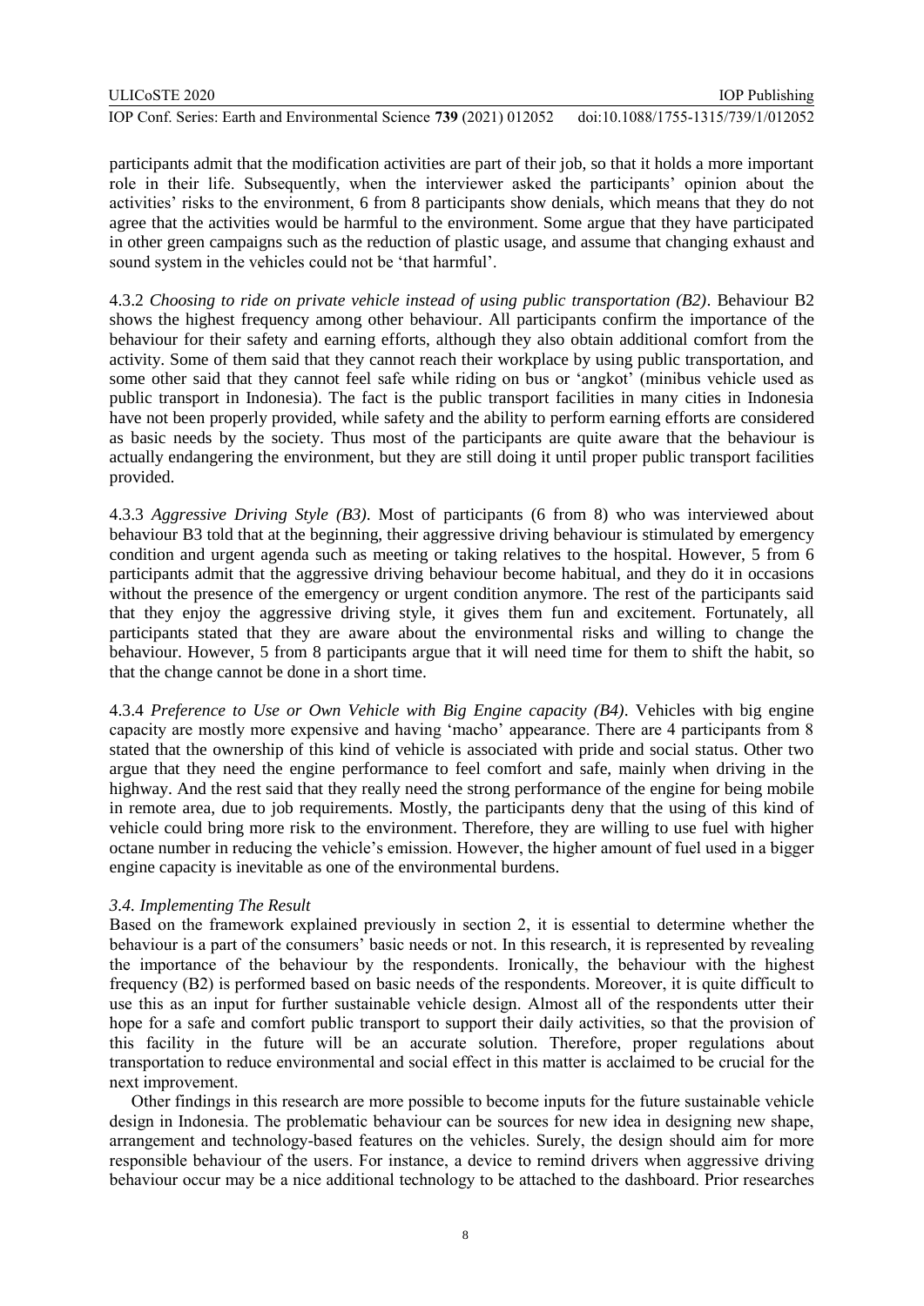participants admit that the modification activities are part of their job, so that it holds a more important role in their life. Subsequently, when the interviewer asked the participants' opinion about the activities' risks to the environment, 6 from 8 participants show denials, which means that they do not agree that the activities would be harmful to the environment. Some argue that they have participated in other green campaigns such as the reduction of plastic usage, and assume that changing exhaust and sound system in the vehicles could not be 'that harmful'.

4.3.2 *Choosing to ride on private vehicle instead of using public transportation (B2)*. Behaviour B2 shows the highest frequency among other behaviour. All participants confirm the importance of the behaviour for their safety and earning efforts, although they also obtain additional comfort from the activity. Some of them said that they cannot reach their workplace by using public transportation, and some other said that they cannot feel safe while riding on bus or 'angkot' (minibus vehicle used as public transport in Indonesia). The fact is the public transport facilities in many cities in Indonesia have not been properly provided, while safety and the ability to perform earning efforts are considered as basic needs by the society. Thus most of the participants are quite aware that the behaviour is actually endangering the environment, but they are still doing it until proper public transport facilities provided.

4.3.3 *Aggressive Driving Style (B3)*. Most of participants (6 from 8) who was interviewed about behaviour B3 told that at the beginning, their aggressive driving behaviour is stimulated by emergency condition and urgent agenda such as meeting or taking relatives to the hospital. However, 5 from 6 participants admit that the aggressive driving behaviour become habitual, and they do it in occasions without the presence of the emergency or urgent condition anymore. The rest of the participants said that they enjoy the aggressive driving style, it gives them fun and excitement. Fortunately, all participants stated that they are aware about the environmental risks and willing to change the behaviour. However, 5 from 8 participants argue that it will need time for them to shift the habit, so that the change cannot be done in a short time.

4.3.4 *Preference to Use or Own Vehicle with Big Engine capacity (B4)*. Vehicles with big engine capacity are mostly more expensive and having 'macho' appearance. There are 4 participants from 8 stated that the ownership of this kind of vehicle is associated with pride and social status. Other two argue that they need the engine performance to feel comfort and safe, mainly when driving in the highway. And the rest said that they really need the strong performance of the engine for being mobile in remote area, due to job requirements. Mostly, the participants deny that the using of this kind of vehicle could bring more risk to the environment. Therefore, they are willing to use fuel with higher octane number in reducing the vehicle's emission. However, the higher amount of fuel used in a bigger engine capacity is inevitable as one of the environmental burdens.

### *3.4. Implementing The Result*

Based on the framework explained previously in section 2, it is essential to determine whether the behaviour is a part of the consumers' basic needs or not. In this research, it is represented by revealing the importance of the behaviour by the respondents. Ironically, the behaviour with the highest frequency (B2) is performed based on basic needs of the respondents. Moreover, it is quite difficult to use this as an input for further sustainable vehicle design. Almost all of the respondents utter their hope for a safe and comfort public transport to support their daily activities, so that the provision of this facility in the future will be an accurate solution. Therefore, proper regulations about transportation to reduce environmental and social effect in this matter is acclaimed to be crucial for the next improvement.

Other findings in this research are more possible to become inputs for the future sustainable vehicle design in Indonesia. The problematic behaviour can be sources for new idea in designing new shape, arrangement and technology-based features on the vehicles. Surely, the design should aim for more responsible behaviour of the users. For instance, a device to remind drivers when aggressive driving behaviour occur may be a nice additional technology to be attached to the dashboard. Prior researches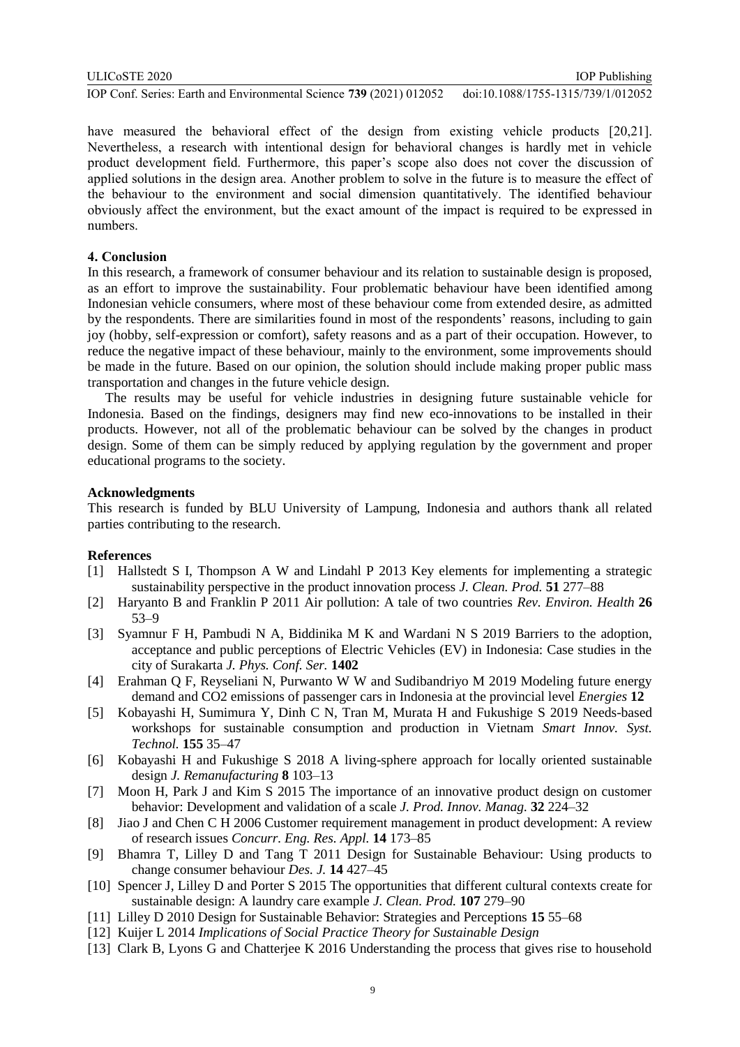have measured the behavioral effect of the design from existing vehicle products [20,21]. Nevertheless, a research with intentional design for behavioral changes is hardly met in vehicle product development field. Furthermore, this paper's scope also does not cover the discussion of applied solutions in the design area. Another problem to solve in the future is to measure the effect of the behaviour to the environment and social dimension quantitatively. The identified behaviour obviously affect the environment, but the exact amount of the impact is required to be expressed in numbers.

## 4. Conclusion

In this research, a framework of consumer behaviour and its relation to sustainable design is proposed, as an effort to improve the sustainability. Four problematic behaviour have been identified among Indonesian vehicle consumers, where most of these behaviour come from extended desire, as admitted by the respondents. There are similarities found in most of the respondents' reasons, including to gain joy (hobby, self-expression or comfort), safety reasons and as a part of their occupation. However, to reduce the negative impact of these behaviour, mainly to the environment, some improvements should be made in the future. Based on our opinion, the solution should include making proper public mass transportation and changes in the future vehicle design.

The results may be useful for vehicle industries in designing future sustainable vehicle for Indonesia. Based on the findings, designers may find new eco-innovations to be installed in their products. However, not all of the problematic behaviour can be solved by the changes in product design. Some of them can be simply reduced by applying regulation by the government and proper educational programs to the society.

## Acknowledgments

This research is funded by BLU University of Lampung, Indonesia and authors thank all related parties contributing to the research.

## References

[1] Hallstedt S I, Thompson A W and Lindahl P 2013 Key elements for implementing a strategic sustainability perspective in the product innovation process *J. Clean. Prod.* **51** 277–88

[2] Haryanto B and Franklin P 2011 Air pollution: A tale of two countries *Rev. Environ. Health* **26** 53–9

[3] Syamnur F H, Pambudi N A, Biddinika M K and Wardani N S 2019 Barriers to the adoption, acceptance and public perceptions of Electric Vehicles (EV) in Indonesia: Case studies in the city of Surakarta *J. Phys. Conf. Ser.* **1402**

[4] Erahman Q F, Reyseliani N, Purwanto W W and Sudibandriyo M 2019 Modeling future energy demand and CO2 emissions of passenger cars in Indonesia at the provincial level *Energies* **12**

[5] Kobayashi H, Sumimura Y, Dinh C N, Tran M, Murata H and Fukushige S 2019 Needs-based workshops for sustainable consumption and production in Vietnam *Smart Innov. Syst. Technol.* **155** 35–47

[6] Kobayashi H and Fukushige S 2018 A living-sphere approach for locally oriented sustainable design *J. Remanufacturing* **8** 103–13

[7] Moon H, Park J and Kim S 2015 The importance of an innovative product design on customer behavior: Development and validation of a scale *J. Prod. Innov. Manag.* **32** 224–32

[8] Jiao J and Chen C H 2006 Customer requirement management in product development: A review of research issues *Concurr. Eng. Res. Appl.* **14** 173–85

[9] Bhamra T, Lilley D and Tang T 2011 Design for Sustainable Behaviour: Using products to change consumer behaviour *Des. J.* **14** 427–45

[10] Spencer J, Lilley D and Porter S 2015 The opportunities that different cultural contexts create for sustainable design: A laundry care example *J. Clean. Prod.* **107** 279–90

[11] Lilley D 2010 Design for Sustainable Behavior: Strategies and Perceptions **15** 55–68

[12] Kuijer L 2014 *Implications of Social Practice Theory for Sustainable Design*

[13] Clark B, Lyons G and Chatterjee K 2016 Understanding the process that gives rise to household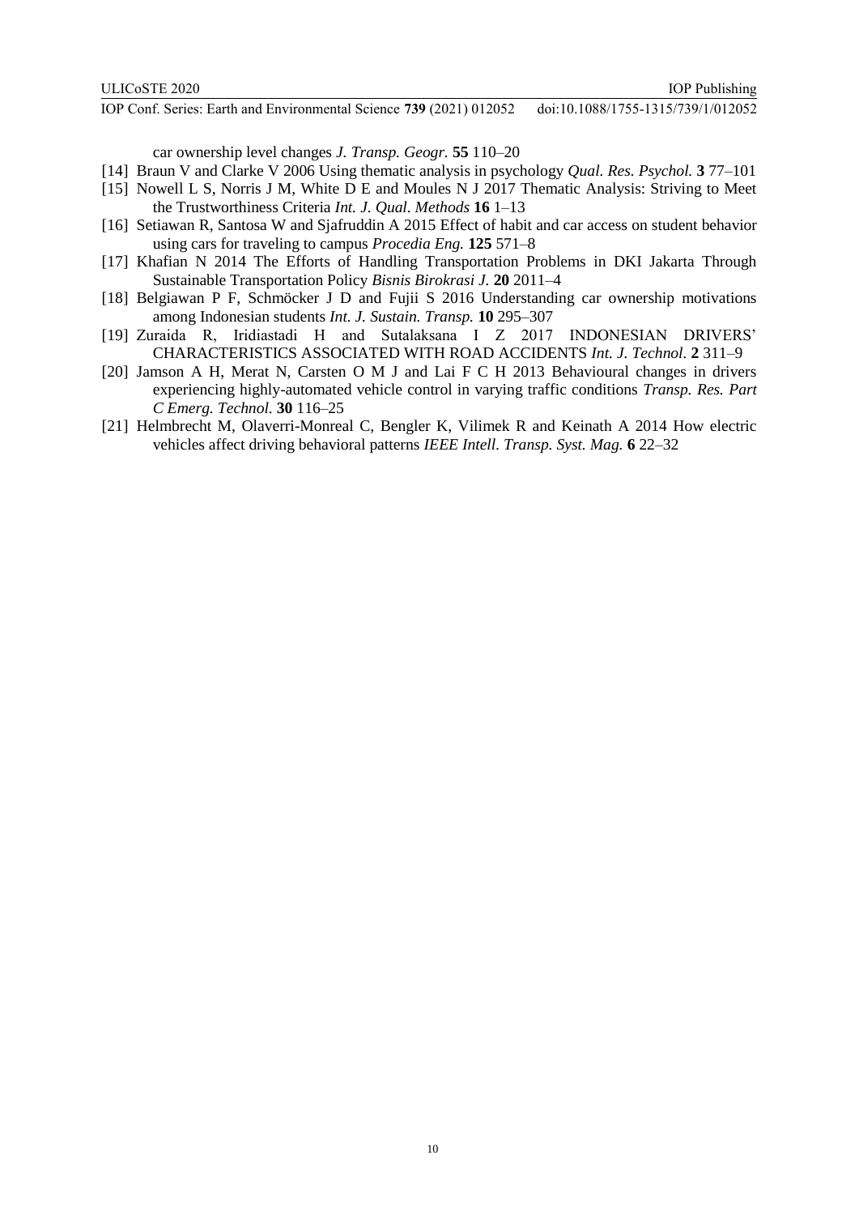car ownership level changes *J. Transp. Geogr.* **55** 110–20

[14] Braun V and Clarke V 2006 Using thematic analysis in psychology *Qual. Res. Psychol.* **3** 77–101

[15] Nowell L S, Norris J M, White D E and Moules N J 2017 Thematic Analysis: Striving to Meet the Trustworthiness Criteria *Int. J. Qual. Methods* **16** 1–13

[16] Setiawan R, Santosa W and Sjafruddin A 2015 Effect of habit and car access on student behavior using cars for traveling to campus *Procedia Eng.* **125** 571–8

[17] Khafian N 2014 The Efforts of Handling Transportation Problems in DKI Jakarta Through Sustainable Transportation Policy *Bisnis Birokrasi J.* **20** 2011–4

[18] Belgiawan P F, Schmöcker J D and Fujii S 2016 Understanding car ownership motivations among Indonesian students *Int. J. Sustain. Transp.* **10** 295–307

[19] Zuraida R, Iridiastadi H and Sutalaksana I Z 2017 INDONESIAN DRIVERS' CHARACTERISTICS ASSOCIATED WITH ROAD ACCIDENTS *Int. J. Technol.* **2** 311–9

[20] Jamson A H, Merat N, Carsten O M J and Lai F C H 2013 Behavioural changes in drivers experiencing highly-automated vehicle control in varying traffic conditions *Transp. Res. Part C Emerg. Technol.* **30** 116–25

[21] Helmbrecht M, Olaverri-Monreal C, Bengler K, Vilimek R and Keinath A 2014 How electric vehicles affect driving behavioral patterns *IEEE Intell. Transp. Syst. Mag.* **6** 22–32